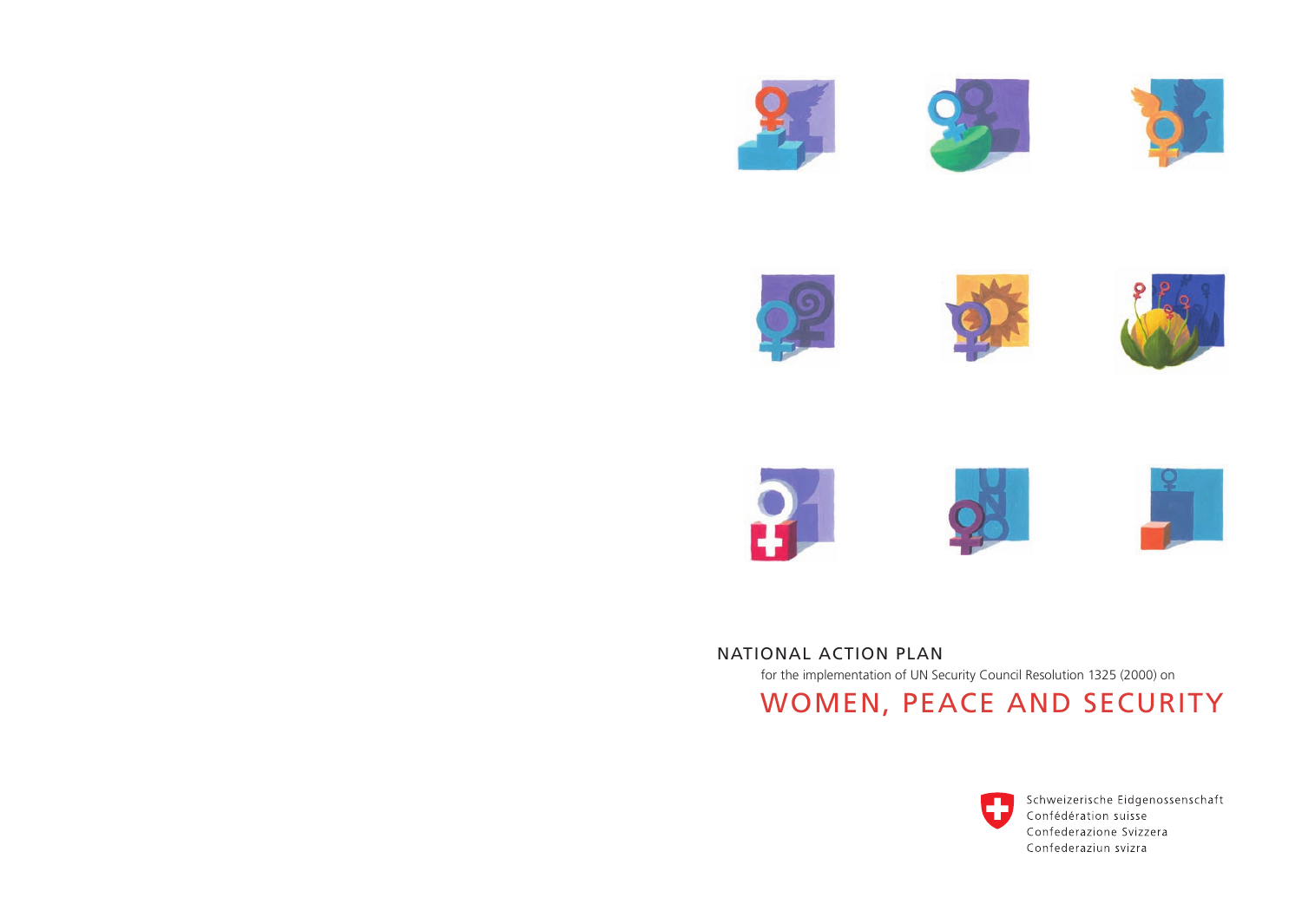# NATIONAL ACTION PLAN

for the implementation of UN Security Council Resolution 1325 (2000) on

## WOMEN, PEACE AND SECURITY

Schweizerische Eidgenossenschaft
Confédération suisse
Confederazione Svizzera
Confederaziun svizra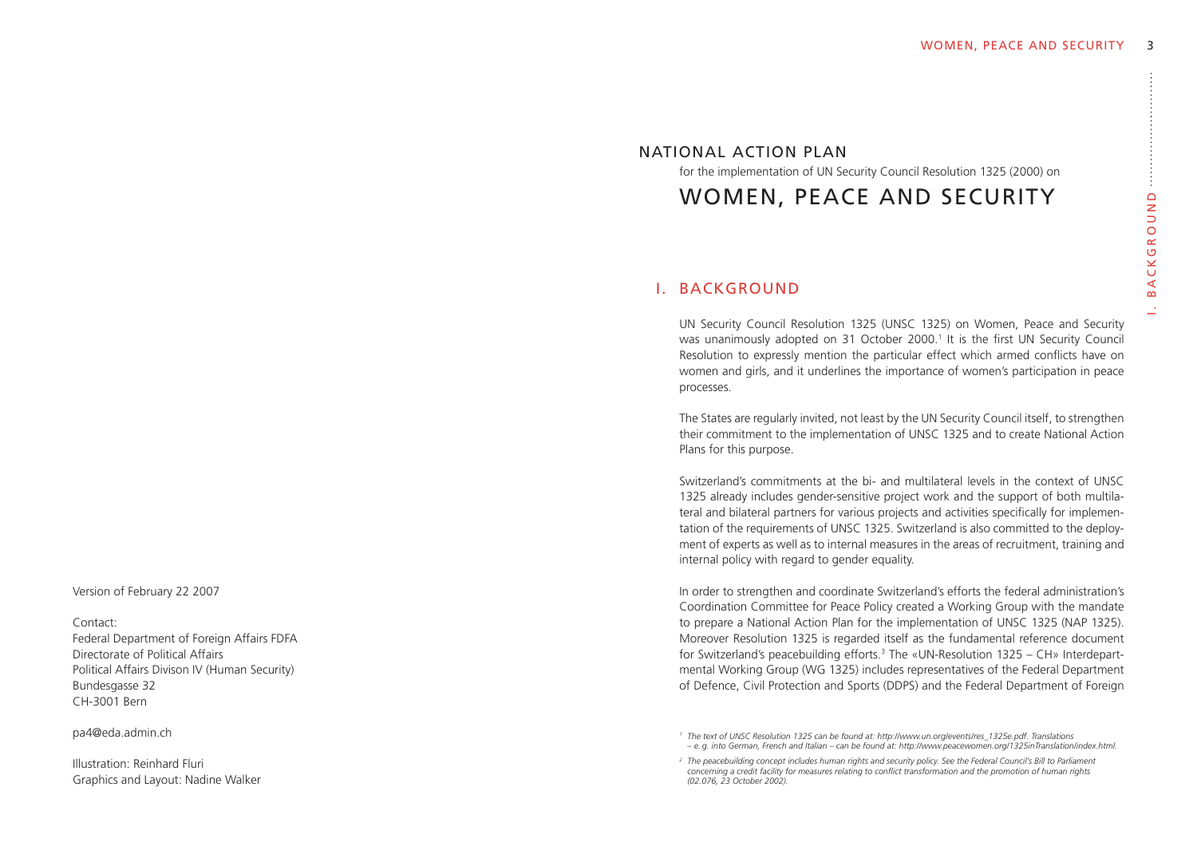Version of February 22 2007

Contact:
Federal Department of Foreign Affairs FDFA
Directorate of Political Affairs
Political Affairs Divison IV (Human Security)
Bundesgasse 32
CH-3001 Bern

pa4@eda.admin.ch

Illustration: Reinhard Fluri
Graphics and Layout: Nadine Walker

## NATIONAL ACTION PLAN

for the implementation of UN Security Council Resolution 1325 (2000) on

# WOMEN, PEACE AND SECURITY

## I. BACKGROUND

UN Security Council Resolution 1325 (UNSC 1325) on Women, Peace and Security was unanimously adopted on 31 October 2000.[1] It is the first UN Security Council Resolution to expressly mention the particular effect which armed conflicts have on women and girls, and it underlines the importance of women's participation in peace processes.

The States are regularly invited, not least by the UN Security Council itself, to strengthen their commitment to the implementation of UNSC 1325 and to create National Action Plans for this purpose.

Switzerland's commitments at the bi- and multilateral levels in the context of UNSC 1325 already includes gender-sensitive project work and the support of both multilateral and bilateral partners for various projects and activities specifically for implementation of the requirements of UNSC 1325. Switzerland is also committed to the deployment of experts as well as to internal measures in the areas of recruitment, training and internal policy with regard to gender equality.

In order to strengthen and coordinate Switzerland's efforts the federal administration's Coordination Committee for Peace Policy created a Working Group with the mandate to prepare a National Action Plan for the implementation of UNSC 1325 (NAP 1325). Moreover Resolution 1325 is regarded itself as the fundamental reference document for Switzerland's peacebuilding efforts.[3] The «UN-Resolution 1325 – CH» Interdepartmental Working Group (WG 1325) includes representatives of the Federal Department of Defence, Civil Protection and Sports (DDPS) and the Federal Department of Foreign

*[1] The text of UNSC Resolution 1325 can be found at: http://www.un.org/events/res_1325e.pdf. Translations – e.g. into German, French and Italian – can be found at: http://www.peacewomen.org/1325inTranslation/index.html.*

*[2] The peacebuilding concept includes human rights and security policy. See the Federal Council's Bill to Parliament concerning a credit facility for measures relating to conflict transformation and the promotion of human rights (02.076, 23 October 2002).*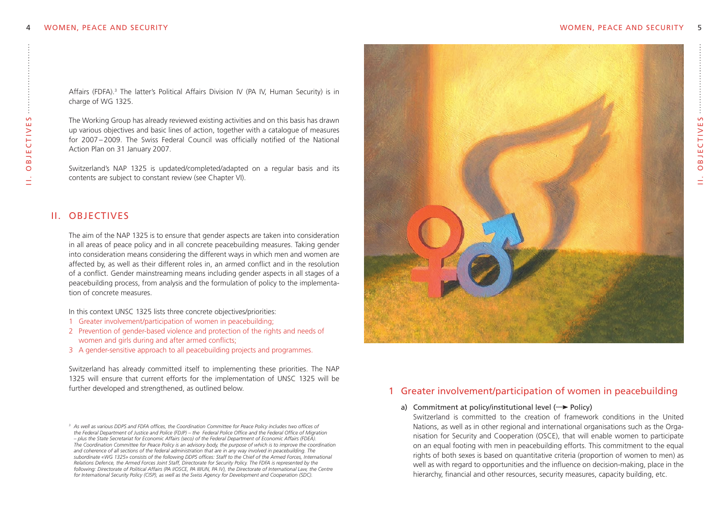Affairs (FDFA).[3] The latter's Political Affairs Division IV (PA IV, Human Security) is in charge of WG 1325.

The Working Group has already reviewed existing activities and on this basis has drawn up various objectives and basic lines of action, together with a catalogue of measures for 2007 – 2009. The Swiss Federal Council was officially notified of the National Action Plan on 31 January 2007.

Switzerland's NAP 1325 is updated/completed/adapted on a regular basis and its contents are subject to constant review (see Chapter VI).

## II. OBJECTIVES

The aim of the NAP 1325 is to ensure that gender aspects are taken into consideration in all areas of peace policy and in all concrete peacebuilding measures. Taking gender into consideration means considering the different ways in which men and women are affected by, as well as their different roles in, an armed conflict and in the resolution of a conflict. Gender mainstreaming means including gender aspects in all stages of a peacebuilding process, from analysis and the formulation of policy to the implementation of concrete measures.

In this context UNSC 1325 lists three concrete objectives/priorities:

1. Greater involvement/participation of women in peacebuilding;
2. Prevention of gender-based violence and protection of the rights and needs of women and girls during and after armed conflicts;
3. A gender-sensitive approach to all peacebuilding projects and programmes.

Switzerland has already committed itself to implementing these priorities. The NAP 1325 will ensure that current efforts for the implementation of UNSC 1325 will be further developed and strengthened, as outlined below.

[3] *As well as various DDPS and FDFA offices, the Coordination Committee for Peace Policy includes two offices of the Federal Department of Justice and Police (FDJP) – the Federal Police Office and the Federal Office of Migration – plus the State Secretariat for Economic Affairs (seco) of the Federal Department of Economic Affairs (FDEA). The Coordination Committee for Peace Policy is an advisory body, the purpose of which is to improve the coordination and coherence of all sections of the federal administration that are in any way involved in peacebuilding. The subordinate «WG 1325» consists of the following DDPS offices: Staff to the Chief of the Armed Forces, International Relations Defence, the Armed Forces Joint Staff, Directorate for Security Policy. The FDFA is represented by the following: Directorate of Political Affairs (PA I/OSCE, PA III/UN, PA IV), the Directorate of International Law, the Centre for International Security Policy (CISP), as well as the Swiss Agency for Development and Cooperation (SDC).*

### 1 Greater involvement/participation of women in peacebuilding

**a) Commitment at policy/institutional level (→ Policy)**

Switzerland is committed to the creation of framework conditions in the United Nations, as well as in other regional and international organisations such as the Organisation for Security and Cooperation (OSCE), that will enable women to participate on an equal footing with men in peacebuilding efforts. This commitment to the equal rights of both sexes is based on quantitative criteria (proportion of women to men) as well as with regard to opportunities and the influence on decision-making, place in the hierarchy, financial and other resources, security measures, capacity building, etc.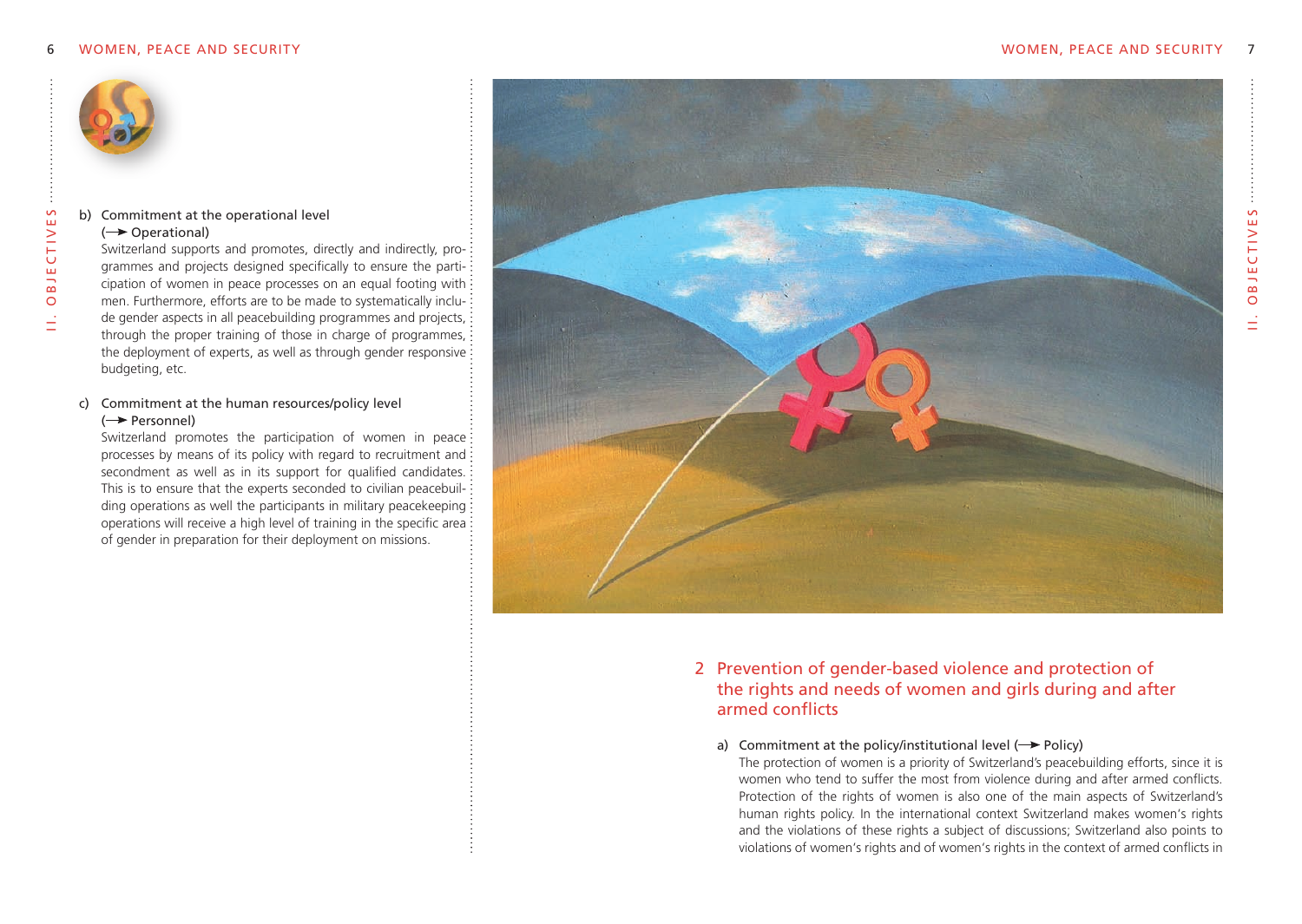b) Commitment at the operational level
(→ Operational)
Switzerland supports and promotes, directly and indirectly, programmes and projects designed specifically to ensure the participation of women in peace processes on an equal footing with men. Furthermore, efforts are to be made to systematically include gender aspects in all peacebuilding programmes and projects, through the proper training of those in charge of programmes, the deployment of experts, as well as through gender responsive budgeting, etc.

c) Commitment at the human resources/policy level
(→ Personnel)
Switzerland promotes the participation of women in peace processes by means of its policy with regard to recruitment and secondment as well as in its support for qualified candidates. This is to ensure that the experts seconded to civilian peacebuilding operations as well the participants in military peacekeeping operations will receive a high level of training in the specific area of gender in preparation for their deployment on missions.

## 2 Prevention of gender-based violence and protection of the rights and needs of women and girls during and after armed conflicts

a) Commitment at the policy/institutional level (→ Policy)
The protection of women is a priority of Switzerland's peacebuilding efforts, since it is women who tend to suffer the most from violence during and after armed conflicts. Protection of the rights of women is also one of the main aspects of Switzerland's human rights policy. In the international context Switzerland makes women's rights and the violations of these rights a subject of discussions; Switzerland also points to violations of women's rights and of women's rights in the context of armed conflicts in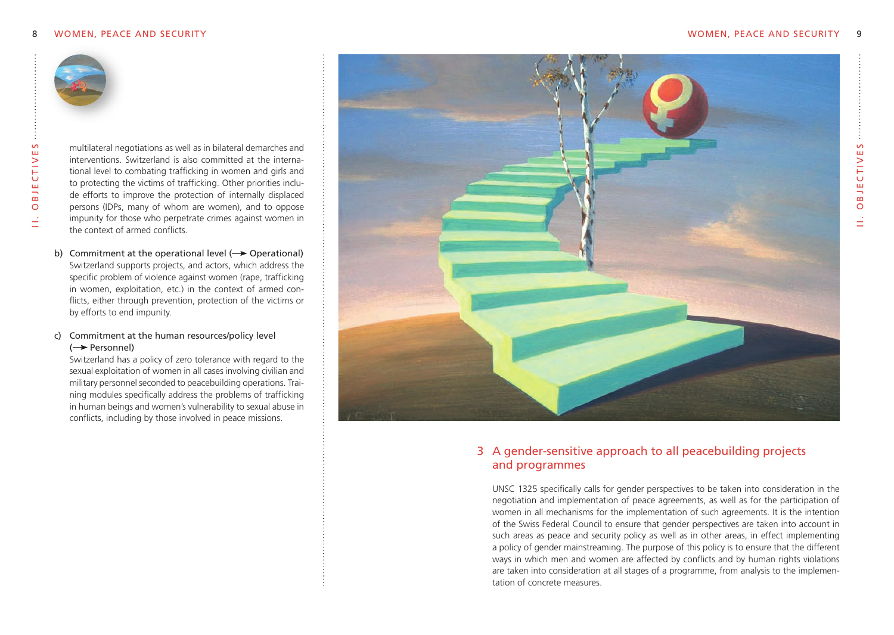multilateral negotiations as well as in bilateral demarches and interventions. Switzerland is also committed at the international level to combating trafficking in women and girls and to protecting the victims of trafficking. Other priorities include efforts to improve the protection of internally displaced persons (IDPs, many of whom are women), and to oppose impunity for those who perpetrate crimes against women in the context of armed conflicts.

b) Commitment at the operational level (⟶ Operational)
Switzerland supports projects, and actors, which address the specific problem of violence against women (rape, trafficking in women, exploitation, etc.) in the context of armed conflicts, either through prevention, protection of the victims or by efforts to end impunity.

c) Commitment at the human resources/policy level (⟶ Personnel)
Switzerland has a policy of zero tolerance with regard to the sexual exploitation of women in all cases involving civilian and military personnel seconded to peacebuilding operations. Training modules specifically address the problems of trafficking in human beings and women's vulnerability to sexual abuse in conflicts, including by those involved in peace missions.

## 3 A gender-sensitive approach to all peacebuilding projects and programmes

UNSC 1325 specifically calls for gender perspectives to be taken into consideration in the negotiation and implementation of peace agreements, as well as for the participation of women in all mechanisms for the implementation of such agreements. It is the intention of the Swiss Federal Council to ensure that gender perspectives are taken into account in such areas as peace and security policy as well as in other areas, in effect implementing a policy of gender mainstreaming. The purpose of this policy is to ensure that the different ways in which men and women are affected by conflicts and by human rights violations are taken into consideration at all stages of a programme, from analysis to the implementation of concrete measures.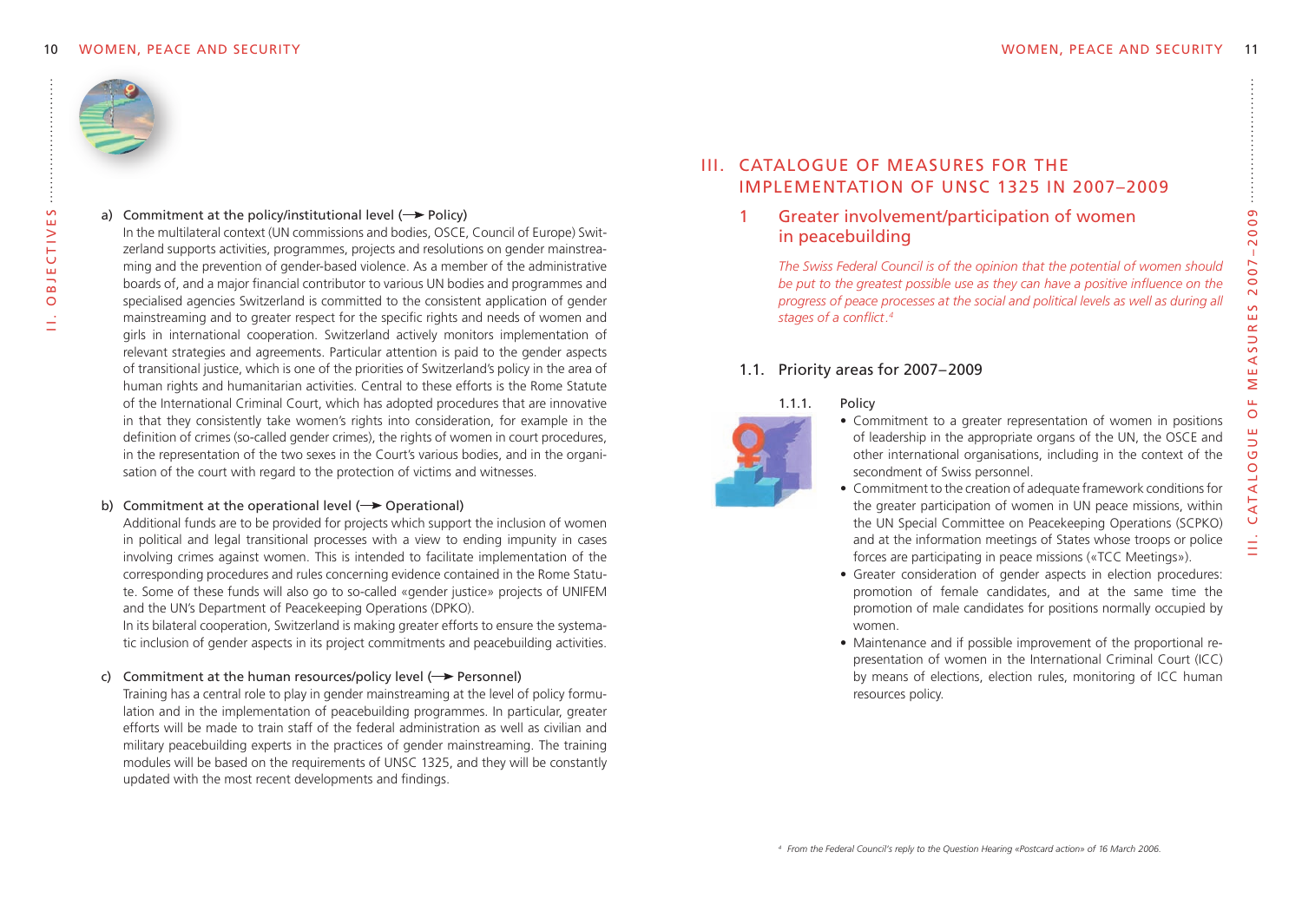a) Commitment at the policy/institutional level (→ Policy)

In the multilateral context (UN commissions and bodies, OSCE, Council of Europe) Switzerland supports activities, programmes, projects and resolutions on gender mainstreaming and the prevention of gender-based violence. As a member of the administrative boards of, and a major financial contributor to various UN bodies and programmes and specialised agencies Switzerland is committed to the consistent application of gender mainstreaming and to greater respect for the specific rights and needs of women and girls in international cooperation. Switzerland actively monitors implementation of relevant strategies and agreements. Particular attention is paid to the gender aspects of transitional justice, which is one of the priorities of Switzerland's policy in the area of human rights and humanitarian activities. Central to these efforts is the Rome Statute of the International Criminal Court, which has adopted procedures that are innovative in that they consistently take women's rights into consideration, for example in the definition of crimes (so-called gender crimes), the rights of women in court procedures, in the representation of the two sexes in the Court's various bodies, and in the organisation of the court with regard to the protection of victims and witnesses.

b) Commitment at the operational level (→ Operational)

Additional funds are to be provided for projects which support the inclusion of women in political and legal transitional processes with a view to ending impunity in cases involving crimes against women. This is intended to facilitate implementation of the corresponding procedures and rules concerning evidence contained in the Rome Statute. Some of these funds will also go to so-called «gender justice» projects of UNIFEM and the UN's Department of Peacekeeping Operations (DPKO).

In its bilateral cooperation, Switzerland is making greater efforts to ensure the systematic inclusion of gender aspects in its project commitments and peacebuilding activities.

c) Commitment at the human resources/policy level (→ Personnel)

Training has a central role to play in gender mainstreaming at the level of policy formulation and in the implementation of peacebuilding programmes. In particular, greater efforts will be made to train staff of the federal administration as well as civilian and military peacebuilding experts in the practices of gender mainstreaming. The training modules will be based on the requirements of UNSC 1325, and they will be constantly updated with the most recent developments and findings.

# III. CATALOGUE OF MEASURES FOR THE IMPLEMENTATION OF UNSC 1325 IN 2007–2009

## 1 Greater involvement/participation of women in peacebuilding

*The Swiss Federal Council is of the opinion that the potential of women should be put to the greatest possible use as they can have a positive influence on the progress of peace processes at the social and political levels as well as during all stages of a conflict.*[4]

### 1.1. Priority areas for 2007–2009

#### 1.1.1. Policy

- Commitment to a greater representation of women in positions of leadership in the appropriate organs of the UN, the OSCE and other international organisations, including in the context of the secondment of Swiss personnel.
- Commitment to the creation of adequate framework conditions for the greater participation of women in UN peace missions, within the UN Special Committee on Peacekeeping Operations (SCPKO) and at the information meetings of States whose troops or police forces are participating in peace missions («TCC Meetings»).
- Greater consideration of gender aspects in election procedures: promotion of female candidates, and at the same time the promotion of male candidates for positions normally occupied by women.
- Maintenance and if possible improvement of the proportional representation of women in the International Criminal Court (ICC) by means of elections, election rules, monitoring of ICC human resources policy.

[4] *From the Federal Council's reply to the Question Hearing «Postcard action» of 16 March 2006.*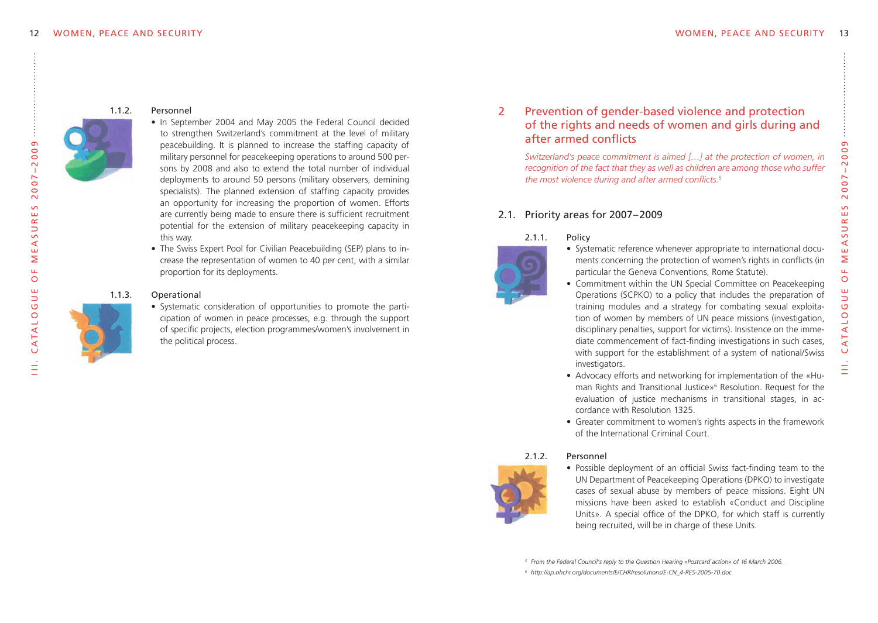### 1.1.2. Personnel

- In September 2004 and May 2005 the Federal Council decided to strengthen Switzerland's commitment at the level of military peacebuilding. It is planned to increase the staffing capacity of military personnel for peacekeeping operations to around 500 persons by 2008 and also to extend the total number of individual deployments to around 50 persons (military observers, demining specialists). The planned extension of staffing capacity provides an opportunity for increasing the proportion of women. Efforts are currently being made to ensure there is sufficient recruitment potential for the extension of military peacekeeping capacity in this way.
- The Swiss Expert Pool for Civilian Peacebuilding (SEP) plans to increase the representation of women to 40 per cent, with a similar proportion for its deployments.

### 1.1.3. Operational

- Systematic consideration of opportunities to promote the participation of women in peace processes, e.g. through the support of specific projects, election programmes/women's involvement in the political process.

# 2 Prevention of gender-based violence and protection of the rights and needs of women and girls during and after armed conflicts

*Switzerland's peace commitment is aimed […] at the protection of women, in recognition of the fact that they as well as children are among those who suffer the most violence during and after armed conflicts.*[5]

## 2.1. Priority areas for 2007–2009

### 2.1.1. Policy

- Systematic reference whenever appropriate to international documents concerning the protection of women's rights in conflicts (in particular the Geneva Conventions, Rome Statute).
- Commitment within the UN Special Committee on Peacekeeping Operations (SCPKO) to a policy that includes the preparation of training modules and a strategy for combating sexual exploitation of women by members of UN peace missions (investigation, disciplinary penalties, support for victims). Insistence on the immediate commencement of fact-finding investigations in such cases, with support for the establishment of a system of national/Swiss investigators.
- Advocacy efforts and networking for implementation of the «Human Rights and Transitional Justice»[6] Resolution. Request for the evaluation of justice mechanisms in transitional stages, in accordance with Resolution 1325.
- Greater commitment to women's rights aspects in the framework of the International Criminal Court.

### 2.1.2. Personnel

- Possible deployment of an official Swiss fact-finding team to the UN Department of Peacekeeping Operations (DPKO) to investigate cases of sexual abuse by members of peace missions. Eight UN missions have been asked to establish «Conduct and Discipline Units». A special office of the DPKO, for which staff is currently being recruited, will be in charge of these Units.

---

[5] *From the Federal Council's reply to the Question Hearing «Postcard action» of 16 March 2006.*

[6] *http://ap.ohchr.org/documents/E/CHR/resolutions/E-CN_4-RES-2005-70.doc*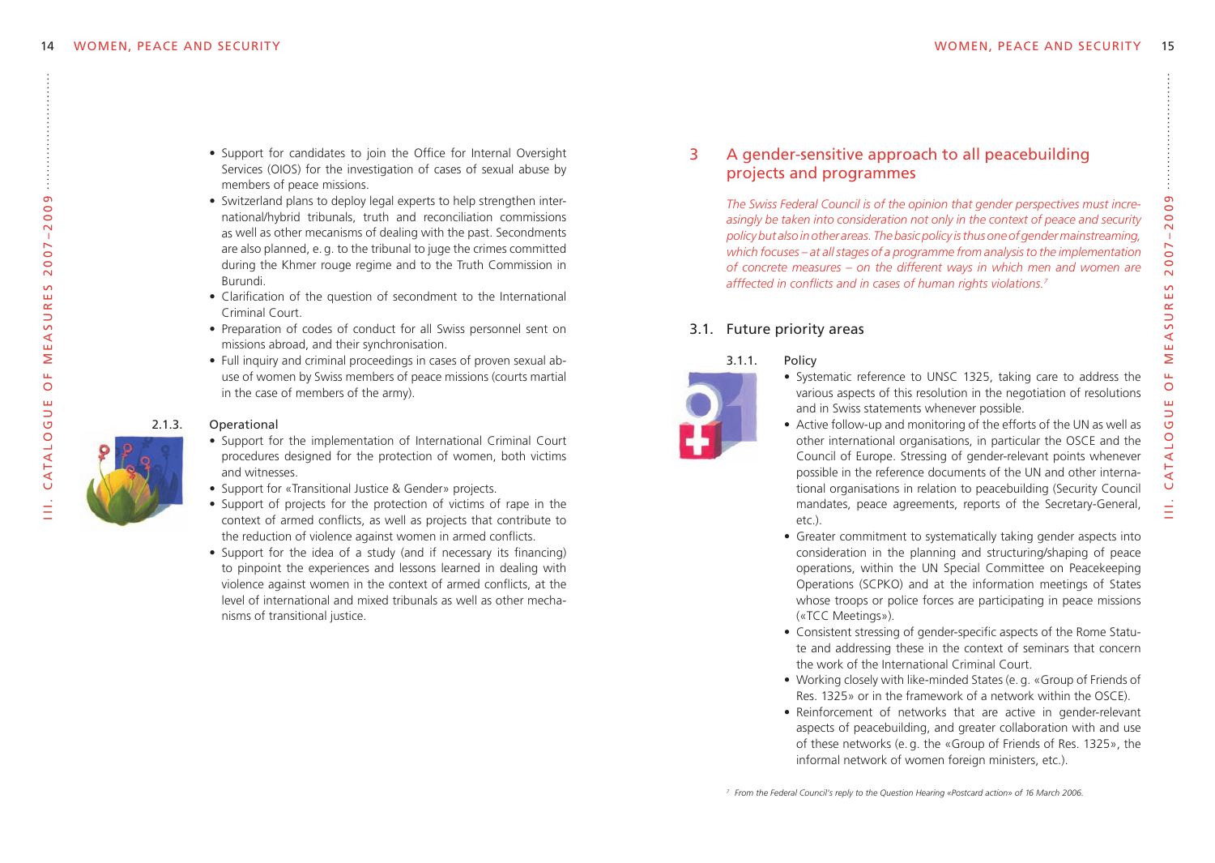- Support for candidates to join the Office for Internal Oversight Services (OIOS) for the investigation of cases of sexual abuse by members of peace missions.
- Switzerland plans to deploy legal experts to help strengthen international/hybrid tribunals, truth and reconciliation commissions as well as other mecanisms of dealing with the past. Secondments are also planned, e. g. to the tribunal to juge the crimes committed during the Khmer rouge regime and to the Truth Commission in Burundi.
- Clarification of the question of secondment to the International Criminal Court.
- Preparation of codes of conduct for all Swiss personnel sent on missions abroad, and their synchronisation.
- Full inquiry and criminal proceedings in cases of proven sexual abuse of women by Swiss members of peace missions (courts martial in the case of members of the army).

#### 2.1.3. Operational

- Support for the implementation of International Criminal Court procedures designed for the protection of women, both victims and witnesses.
- Support for «Transitional Justice & Gender» projects.
- Support of projects for the protection of victims of rape in the context of armed conflicts, as well as projects that contribute to the reduction of violence against women in armed conflicts.
- Support for the idea of a study (and if necessary its financing) to pinpoint the experiences and lessons learned in dealing with violence against women in the context of armed conflicts, at the level of international and mixed tribunals as well as other mechanisms of transitional justice.

## 3 A gender-sensitive approach to all peacebuilding projects and programmes

*The Swiss Federal Council is of the opinion that gender perspectives must increasingly be taken into consideration not only in the context of peace and security policy but also in other areas. The basic policy is thus one of gender mainstreaming, which focuses – at all stages of a programme from analysis to the implementation of concrete measures – on the different ways in which men and women are afffected in conflicts and in cases of human rights violations.*[7]

### 3.1. Future priority areas

#### 3.1.1. Policy

- Systematic reference to UNSC 1325, taking care to address the various aspects of this resolution in the negotiation of resolutions and in Swiss statements whenever possible.
- Active follow-up and monitoring of the efforts of the UN as well as other international organisations, in particular the OSCE and the Council of Europe. Stressing of gender-relevant points whenever possible in the reference documents of the UN and other international organisations in relation to peacebuilding (Security Council mandates, peace agreements, reports of the Secretary-General, etc.).
- Greater commitment to systematically taking gender aspects into consideration in the planning and structuring/shaping of peace operations, within the UN Special Committee on Peacekeeping Operations (SCPKO) and at the information meetings of States whose troops or police forces are participating in peace missions («TCC Meetings»).
- Consistent stressing of gender-specific aspects of the Rome Statute and addressing these in the context of seminars that concern the work of the International Criminal Court.
- Working closely with like-minded States (e. g. «Group of Friends of Res. 1325» or in the framework of a network within the OSCE).
- Reinforcement of networks that are active in gender-relevant aspects of peacebuilding, and greater collaboration with and use of these networks (e. g. the «Group of Friends of Res. 1325», the informal network of women foreign ministers, etc.).

[7] *From the Federal Council's reply to the Question Hearing «Postcard action» of 16 March 2006.*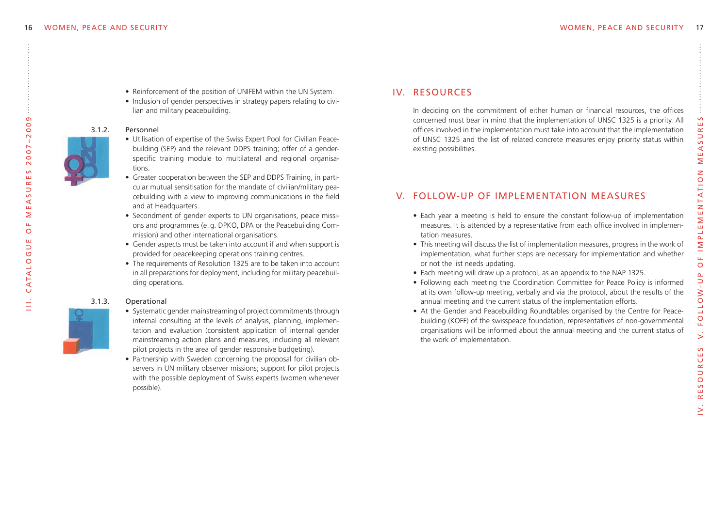- Reinforcement of the position of UNIFEM within the UN System.
- Inclusion of gender perspectives in strategy papers relating to civilian and military peacebuilding.

### 3.1.2. Personnel

- Utilisation of expertise of the Swiss Expert Pool for Civilian Peacebuilding (SEP) and the relevant DDPS training; offer of a gender-specific training module to multilateral and regional organisations.
- Greater cooperation between the SEP and DDPS Training, in particular mutual sensitisation for the mandate of civilian/military peacebuilding with a view to improving communications in the field and at Headquarters.
- Secondment of gender experts to UN organisations, peace missions and programmes (e. g. DPKO, DPA or the Peacebuilding Commission) and other international organisations.
- Gender aspects must be taken into account if and when support is provided for peacekeeping operations training centres.
- The requirements of Resolution 1325 are to be taken into account in all preparations for deployment, including for military peacebuilding operations.

### 3.1.3. Operational

- Systematic gender mainstreaming of project commitments through internal consulting at the levels of analysis, planning, implementation and evaluation (consistent application of internal gender mainstreaming action plans and measures, including all relevant pilot projects in the area of gender responsive budgeting).
- Partnership with Sweden concerning the proposal for civilian observers in UN military observer missions; support for pilot projects with the possible deployment of Swiss experts (women whenever possible).

## IV. RESOURCES

In deciding on the commitment of either human or financial resources, the offices concerned must bear in mind that the implementation of UNSC 1325 is a priority. All offices involved in the implementation must take into account that the implementation of UNSC 1325 and the list of related concrete measures enjoy priority status within existing possibilities.

## V. FOLLOW-UP OF IMPLEMENTATION MEASURES

- Each year a meeting is held to ensure the constant follow-up of implementation measures. It is attended by a representative from each office involved in implementation measures.
- This meeting will discuss the list of implementation measures, progress in the work of implementation, what further steps are necessary for implementation and whether or not the list needs updating.
- Each meeting will draw up a protocol, as an appendix to the NAP 1325.
- Following each meeting the Coordination Committee for Peace Policy is informed at its own follow-up meeting, verbally and via the protocol, about the results of the annual meeting and the current status of the implementation efforts.
- At the Gender and Peacebuilding Roundtables organised by the Centre for Peacebuilding (KOFF) of the swisspeace foundation, representatives of non-governmental organisations will be informed about the annual meeting and the current status of the work of implementation.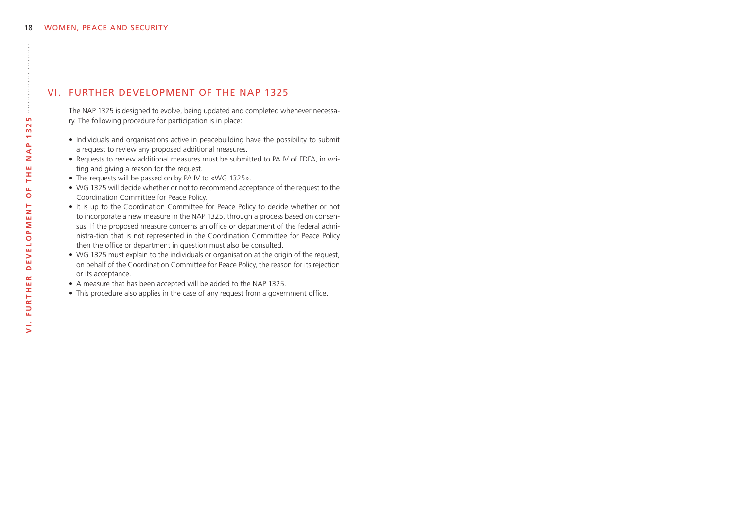## VI. FURTHER DEVELOPMENT OF THE NAP 1325

The NAP 1325 is designed to evolve, being updated and completed whenever necessary. The following procedure for participation is in place:

- Individuals and organisations active in peacebuilding have the possibility to submit a request to review any proposed additional measures.
- Requests to review additional measures must be submitted to PA IV of FDFA, in writing and giving a reason for the request.
- The requests will be passed on by PA IV to «WG 1325».
- WG 1325 will decide whether or not to recommend acceptance of the request to the Coordination Committee for Peace Policy.
- It is up to the Coordination Committee for Peace Policy to decide whether or not to incorporate a new measure in the NAP 1325, through a process based on consensus. If the proposed measure concerns an office or department of the federal administra-tion that is not represented in the Coordination Committee for Peace Policy then the office or department in question must also be consulted.
- WG 1325 must explain to the individuals or organisation at the origin of the request, on behalf of the Coordination Committee for Peace Policy, the reason for its rejection or its acceptance.
- A measure that has been accepted will be added to the NAP 1325.
- This procedure also applies in the case of any request from a government office.